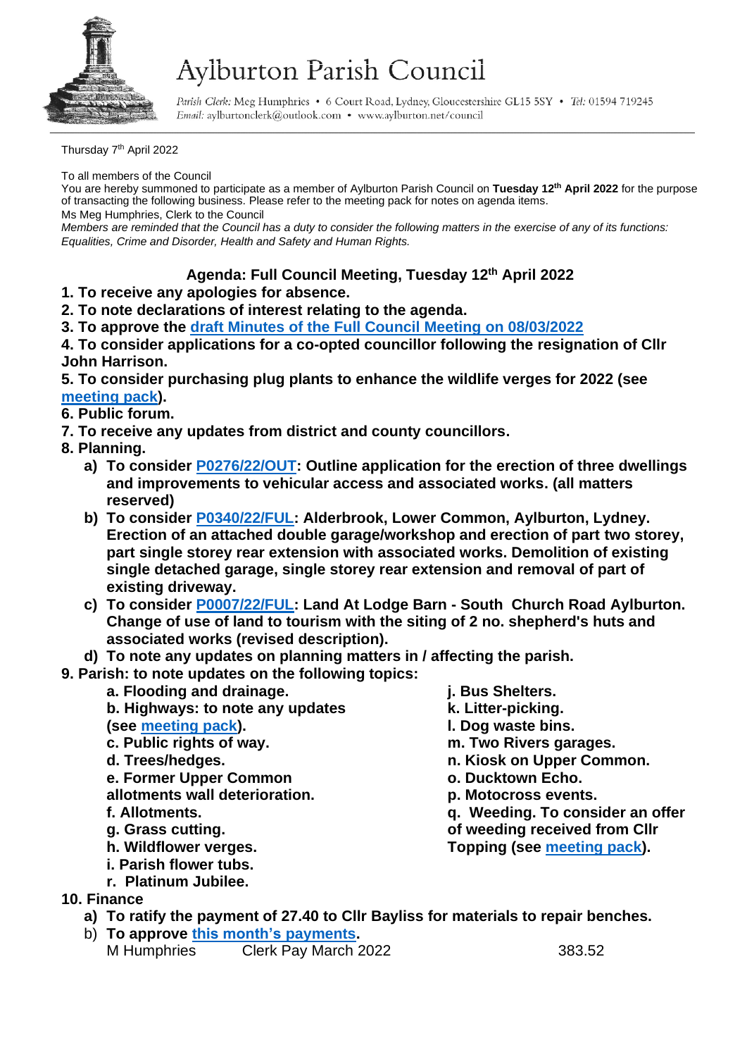# Aylburton Parish Council

*Parish Clerk:* Meg Humphries • 6 Court Road, Lydney, Gloucestershire GL15 5SY • *Tel:* 01594 719245
*Email:* aylburtonclerk@outlook.com • www.aylburton.net/council

Thursday 7th April 2022

To all members of the Council
You are hereby summoned to participate as a member of Aylburton Parish Council on **Tuesday 12th April 2022** for the purpose of transacting the following business. Please refer to the meeting pack for notes on agenda items.
Ms Meg Humphries, Clerk to the Council
*Members are reminded that the Council has a duty to consider the following matters in the exercise of any of its functions: Equalities, Crime and Disorder, Health and Safety and Human Rights.*

## Agenda: Full Council Meeting, Tuesday 12th April 2022

**1. To receive any apologies for absence.**

**2. To note declarations of interest relating to the agenda.**

**3. To approve the draft Minutes of the Full Council Meeting on 08/03/2022**

**4. To consider applications for a co-opted councillor following the resignation of Cllr John Harrison.**

**5. To consider purchasing plug plants to enhance the wildlife verges for 2022 (see meeting pack).**

**6. Public forum.**

**7. To receive any updates from district and county councillors.**

**8. Planning.**

- **a) To consider P0276/22/OUT: Outline application for the erection of three dwellings and improvements to vehicular access and associated works. (all matters reserved)**
- **b) To consider P0340/22/FUL: Alderbrook, Lower Common, Aylburton, Lydney. Erection of an attached double garage/workshop and erection of part two storey, part single storey rear extension with associated works. Demolition of existing single detached garage, single storey rear extension and removal of part of existing driveway.**
- **c) To consider P0007/22/FUL: Land At Lodge Barn - South Church Road Aylburton. Change of use of land to tourism with the siting of 2 no. shepherd's huts and associated works (revised description).**
- **d) To note any updates on planning matters in / affecting the parish.**

**9. Parish: to note updates on the following topics:**

- **a. Flooding and drainage.**
- **b. Highways: to note any updates (see meeting pack).**
- **c. Public rights of way.**
- **d. Trees/hedges.**
- **e. Former Upper Common allotments wall deterioration.**
- **f. Allotments.**
- **g. Grass cutting.**
- **h. Wildflower verges.**
- **i. Parish flower tubs.**
- **j. Bus Shelters.**
- **k. Litter-picking.**
- **l. Dog waste bins.**
- **m. Two Rivers garages.**
- **n. Kiosk on Upper Common.**
- **o. Ducktown Echo.**
- **p. Motocross events.**
- **q. Weeding. To consider an offer of weeding received from Cllr Topping (see meeting pack).**
- **r. Platinum Jubilee.**

**10. Finance**

- **a) To ratify the payment of 27.40 to Cllr Bayliss for materials to repair benches.**
- b) **To approve this month's payments.**

| | | |
|---|---|---|
| M Humphries | Clerk Pay March 2022 | 383.52 |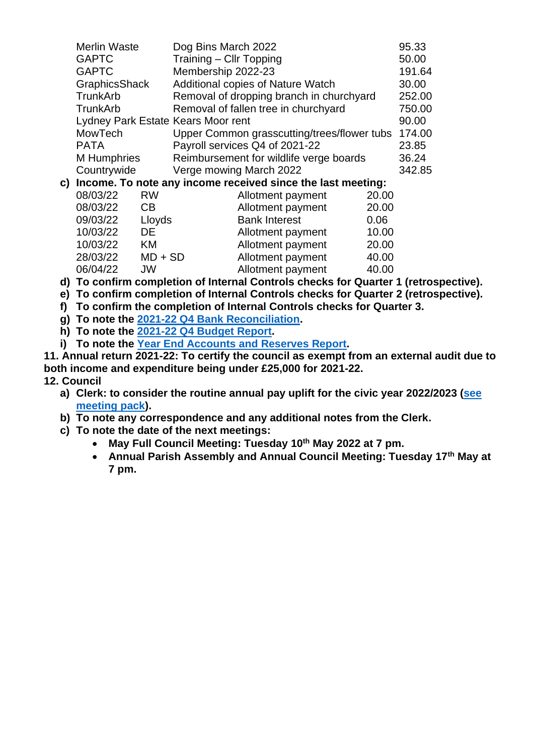| | | |
|---|---|---|
| Merlin Waste | Dog Bins March 2022 | 95.33 |
| GAPTC | Training – Cllr Topping | 50.00 |
| GAPTC | Membership 2022-23 | 191.64 |
| GraphicsShack | Additional copies of Nature Watch | 30.00 |
| TrunkArb | Removal of dropping branch in churchyard | 252.00 |
| TrunkArb | Removal of fallen tree in churchyard | 750.00 |
| Lydney Park Estate | Kears Moor rent | 90.00 |
| MowTech | Upper Common grasscutting/trees/flower tubs | 174.00 |
| PATA | Payroll services Q4 of 2021-22 | 23.85 |
| M Humphries | Reimbursement for wildlife verge boards | 36.24 |
| Countrywide | Verge mowing March 2022 | 342.85 |

c) **Income. To note any income received since the last meeting:**

| | | | |
|---|---|---|---|
| 08/03/22 | RW | Allotment payment | 20.00 |
| 08/03/22 | CB | Allotment payment | 20.00 |
| 09/03/22 | Lloyds | Bank Interest | 0.06 |
| 10/03/22 | DE | Allotment payment | 10.00 |
| 10/03/22 | KM | Allotment payment | 20.00 |
| 28/03/22 | MD + SD | Allotment payment | 40.00 |
| 06/04/22 | JW | Allotment payment | 40.00 |

d) **To confirm completion of Internal Controls checks for Quarter 1 (retrospective).**

e) **To confirm completion of Internal Controls checks for Quarter 2 (retrospective).**

f) **To confirm the completion of Internal Controls checks for Quarter 3.**

g) **To note the 2021-22 Q4 Bank Reconciliation.**

h) **To note the 2021-22 Q4 Budget Report.**

i) **To note the Year End Accounts and Reserves Report.**

**11. Annual return 2021-22: To certify the council as exempt from an external audit due to both income and expenditure being under £25,000 for 2021-22.**

**12. Council**

a) **Clerk: to consider the routine annual pay uplift for the civic year 2022/2023 (see meeting pack).**

b) **To note any correspondence and any additional notes from the Clerk.**

c) **To note the date of the next meetings:**

- **May Full Council Meeting: Tuesday 10th May 2022 at 7 pm.**
- **Annual Parish Assembly and Annual Council Meeting: Tuesday 17th May at 7 pm.**